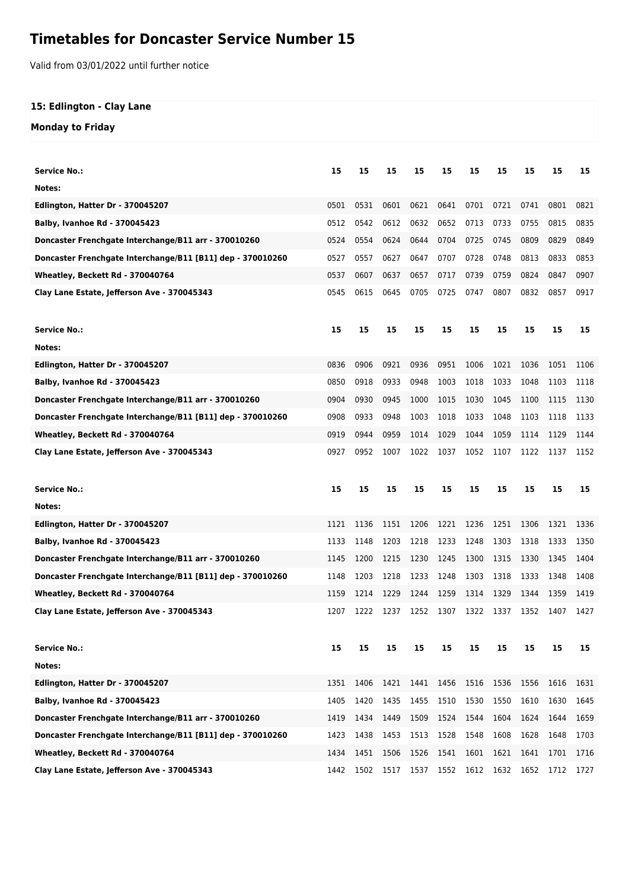# Timetables for Doncaster Service Number 15

Valid from 03/01/2022 until further notice

### 15: Edlington - Clay Lane

### Monday to Friday

| Service No.: | 15 | 15 | 15 | 15 | 15 | 15 | 15 | 15 | 15 | 15 |
|---|---|---|---|---|---|---|---|---|---|---|
| Notes: | | | | | | | | | | |
| Edlington, Hatter Dr - 370045207 | 0501 | 0531 | 0601 | 0621 | 0641 | 0701 | 0721 | 0741 | 0801 | 0821 |
| Balby, Ivanhoe Rd - 370045423 | 0512 | 0542 | 0612 | 0632 | 0652 | 0713 | 0733 | 0755 | 0815 | 0835 |
| Doncaster Frenchgate Interchange/B11 arr - 370010260 | 0524 | 0554 | 0624 | 0644 | 0704 | 0725 | 0745 | 0809 | 0829 | 0849 |
| Doncaster Frenchgate Interchange/B11 [B11] dep - 370010260 | 0527 | 0557 | 0627 | 0647 | 0707 | 0728 | 0748 | 0813 | 0833 | 0853 |
| Wheatley, Beckett Rd - 370040764 | 0537 | 0607 | 0637 | 0657 | 0717 | 0739 | 0759 | 0824 | 0847 | 0907 |
| Clay Lane Estate, Jefferson Ave - 370045343 | 0545 | 0615 | 0645 | 0705 | 0725 | 0747 | 0807 | 0832 | 0857 | 0917 |

| Service No.: | 15 | 15 | 15 | 15 | 15 | 15 | 15 | 15 | 15 | 15 |
|---|---|---|---|---|---|---|---|---|---|---|
| Notes: | | | | | | | | | | |
| Edlington, Hatter Dr - 370045207 | 0836 | 0906 | 0921 | 0936 | 0951 | 1006 | 1021 | 1036 | 1051 | 1106 |
| Balby, Ivanhoe Rd - 370045423 | 0850 | 0918 | 0933 | 0948 | 1003 | 1018 | 1033 | 1048 | 1103 | 1118 |
| Doncaster Frenchgate Interchange/B11 arr - 370010260 | 0904 | 0930 | 0945 | 1000 | 1015 | 1030 | 1045 | 1100 | 1115 | 1130 |
| Doncaster Frenchgate Interchange/B11 [B11] dep - 370010260 | 0908 | 0933 | 0948 | 1003 | 1018 | 1033 | 1048 | 1103 | 1118 | 1133 |
| Wheatley, Beckett Rd - 370040764 | 0919 | 0944 | 0959 | 1014 | 1029 | 1044 | 1059 | 1114 | 1129 | 1144 |
| Clay Lane Estate, Jefferson Ave - 370045343 | 0927 | 0952 | 1007 | 1022 | 1037 | 1052 | 1107 | 1122 | 1137 | 1152 |

| Service No.: | 15 | 15 | 15 | 15 | 15 | 15 | 15 | 15 | 15 | 15 |
|---|---|---|---|---|---|---|---|---|---|---|
| Notes: | | | | | | | | | | |
| Edlington, Hatter Dr - 370045207 | 1121 | 1136 | 1151 | 1206 | 1221 | 1236 | 1251 | 1306 | 1321 | 1336 |
| Balby, Ivanhoe Rd - 370045423 | 1133 | 1148 | 1203 | 1218 | 1233 | 1248 | 1303 | 1318 | 1333 | 1350 |
| Doncaster Frenchgate Interchange/B11 arr - 370010260 | 1145 | 1200 | 1215 | 1230 | 1245 | 1300 | 1315 | 1330 | 1345 | 1404 |
| Doncaster Frenchgate Interchange/B11 [B11] dep - 370010260 | 1148 | 1203 | 1218 | 1233 | 1248 | 1303 | 1318 | 1333 | 1348 | 1408 |
| Wheatley, Beckett Rd - 370040764 | 1159 | 1214 | 1229 | 1244 | 1259 | 1314 | 1329 | 1344 | 1359 | 1419 |
| Clay Lane Estate, Jefferson Ave - 370045343 | 1207 | 1222 | 1237 | 1252 | 1307 | 1322 | 1337 | 1352 | 1407 | 1427 |

| Service No.: | 15 | 15 | 15 | 15 | 15 | 15 | 15 | 15 | 15 | 15 |
|---|---|---|---|---|---|---|---|---|---|---|
| Notes: | | | | | | | | | | |
| Edlington, Hatter Dr - 370045207 | 1351 | 1406 | 1421 | 1441 | 1456 | 1516 | 1536 | 1556 | 1616 | 1631 |
| Balby, Ivanhoe Rd - 370045423 | 1405 | 1420 | 1435 | 1455 | 1510 | 1530 | 1550 | 1610 | 1630 | 1645 |
| Doncaster Frenchgate Interchange/B11 arr - 370010260 | 1419 | 1434 | 1449 | 1509 | 1524 | 1544 | 1604 | 1624 | 1644 | 1659 |
| Doncaster Frenchgate Interchange/B11 [B11] dep - 370010260 | 1423 | 1438 | 1453 | 1513 | 1528 | 1548 | 1608 | 1628 | 1648 | 1703 |
| Wheatley, Beckett Rd - 370040764 | 1434 | 1451 | 1506 | 1526 | 1541 | 1601 | 1621 | 1641 | 1701 | 1716 |
| Clay Lane Estate, Jefferson Ave - 370045343 | 1442 | 1502 | 1517 | 1537 | 1552 | 1612 | 1632 | 1652 | 1712 | 1727 |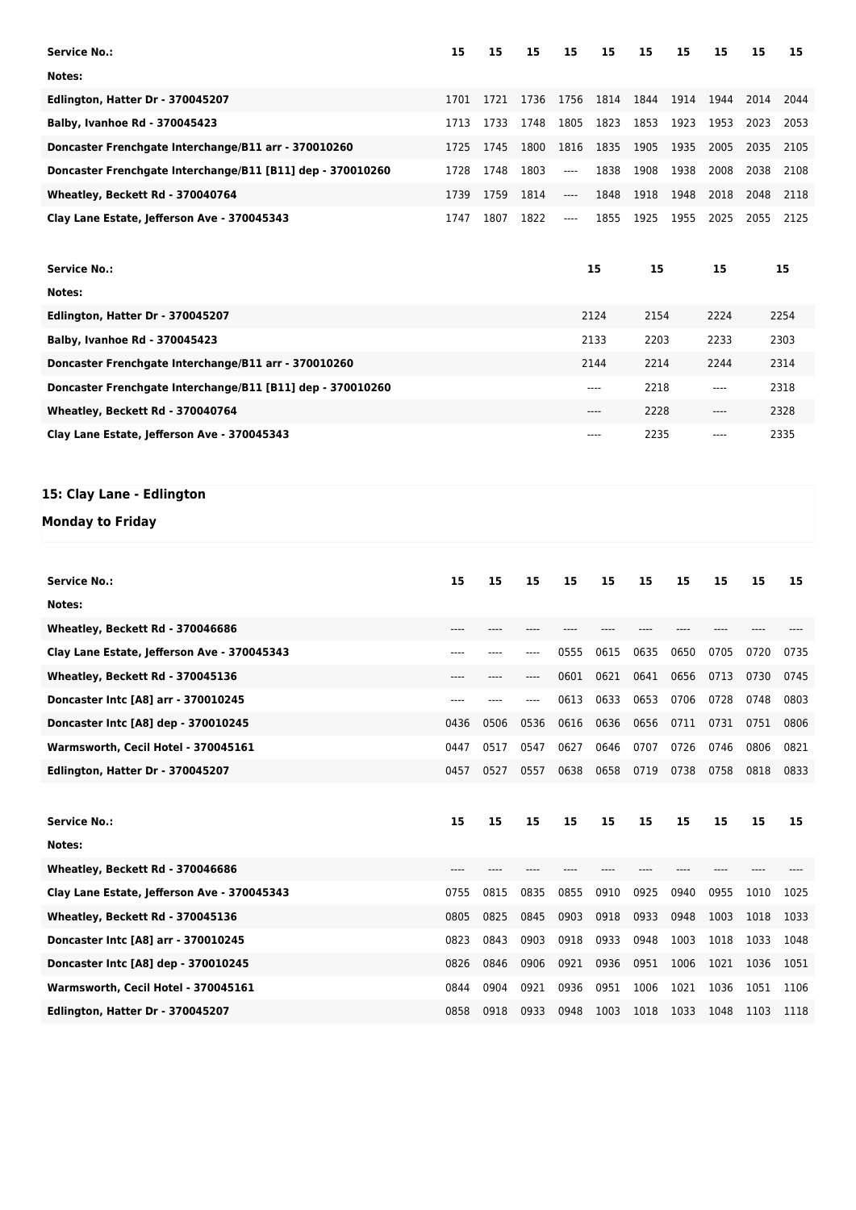| Service No.: | 15 | 15 | 15 | 15 | 15 | 15 | 15 | 15 | 15 | 15 |
|---|---|---|---|---|---|---|---|---|---|---|
| Notes: | | | | | | | | | | |
| Edlington, Hatter Dr - 370045207 | 1701 | 1721 | 1736 | 1756 | 1814 | 1844 | 1914 | 1944 | 2014 | 2044 |
| Balby, Ivanhoe Rd - 370045423 | 1713 | 1733 | 1748 | 1805 | 1823 | 1853 | 1923 | 1953 | 2023 | 2053 |
| Doncaster Frenchgate Interchange/B11 arr - 370010260 | 1725 | 1745 | 1800 | 1816 | 1835 | 1905 | 1935 | 2005 | 2035 | 2105 |
| Doncaster Frenchgate Interchange/B11 [B11] dep - 370010260 | 1728 | 1748 | 1803 | ---- | 1838 | 1908 | 1938 | 2008 | 2038 | 2108 |
| Wheatley, Beckett Rd - 370040764 | 1739 | 1759 | 1814 | ---- | 1848 | 1918 | 1948 | 2018 | 2048 | 2118 |
| Clay Lane Estate, Jefferson Ave - 370045343 | 1747 | 1807 | 1822 | ---- | 1855 | 1925 | 1955 | 2025 | 2055 | 2125 |

| Service No.: | 15 | 15 | 15 | 15 |
|---|---|---|---|---|
| Notes: | | | | |
| Edlington, Hatter Dr - 370045207 | 2124 | 2154 | 2224 | 2254 |
| Balby, Ivanhoe Rd - 370045423 | 2133 | 2203 | 2233 | 2303 |
| Doncaster Frenchgate Interchange/B11 arr - 370010260 | 2144 | 2214 | 2244 | 2314 |
| Doncaster Frenchgate Interchange/B11 [B11] dep - 370010260 | ---- | 2218 | ---- | 2318 |
| Wheatley, Beckett Rd - 370040764 | ---- | 2228 | ---- | 2328 |
| Clay Lane Estate, Jefferson Ave - 370045343 | ---- | 2235 | ---- | 2335 |

## 15: Clay Lane - Edlington

### Monday to Friday

| Service No.: | 15 | 15 | 15 | 15 | 15 | 15 | 15 | 15 | 15 | 15 |
|---|---|---|---|---|---|---|---|---|---|---|
| Notes: | | | | | | | | | | |
| Wheatley, Beckett Rd - 370046686 | ---- | ---- | ---- | ---- | ---- | ---- | ---- | ---- | ---- | ---- |
| Clay Lane Estate, Jefferson Ave - 370045343 | ---- | ---- | ---- | 0555 | 0615 | 0635 | 0650 | 0705 | 0720 | 0735 |
| Wheatley, Beckett Rd - 370045136 | ---- | ---- | ---- | 0601 | 0621 | 0641 | 0656 | 0713 | 0730 | 0745 |
| Doncaster Intc [A8] arr - 370010245 | ---- | ---- | ---- | 0613 | 0633 | 0653 | 0706 | 0728 | 0748 | 0803 |
| Doncaster Intc [A8] dep - 370010245 | 0436 | 0506 | 0536 | 0616 | 0636 | 0656 | 0711 | 0731 | 0751 | 0806 |
| Warmsworth, Cecil Hotel - 370045161 | 0447 | 0517 | 0547 | 0627 | 0646 | 0707 | 0726 | 0746 | 0806 | 0821 |
| Edlington, Hatter Dr - 370045207 | 0457 | 0527 | 0557 | 0638 | 0658 | 0719 | 0738 | 0758 | 0818 | 0833 |

| Service No.: | 15 | 15 | 15 | 15 | 15 | 15 | 15 | 15 | 15 | 15 |
|---|---|---|---|---|---|---|---|---|---|---|
| Notes: | | | | | | | | | | |
| Wheatley, Beckett Rd - 370046686 | ---- | ---- | ---- | ---- | ---- | ---- | ---- | ---- | ---- | ---- |
| Clay Lane Estate, Jefferson Ave - 370045343 | 0755 | 0815 | 0835 | 0855 | 0910 | 0925 | 0940 | 0955 | 1010 | 1025 |
| Wheatley, Beckett Rd - 370045136 | 0805 | 0825 | 0845 | 0903 | 0918 | 0933 | 0948 | 1003 | 1018 | 1033 |
| Doncaster Intc [A8] arr - 370010245 | 0823 | 0843 | 0903 | 0918 | 0933 | 0948 | 1003 | 1018 | 1033 | 1048 |
| Doncaster Intc [A8] dep - 370010245 | 0826 | 0846 | 0906 | 0921 | 0936 | 0951 | 1006 | 1021 | 1036 | 1051 |
| Warmsworth, Cecil Hotel - 370045161 | 0844 | 0904 | 0921 | 0936 | 0951 | 1006 | 1021 | 1036 | 1051 | 1106 |
| Edlington, Hatter Dr - 370045207 | 0858 | 0918 | 0933 | 0948 | 1003 | 1018 | 1033 | 1048 | 1103 | 1118 |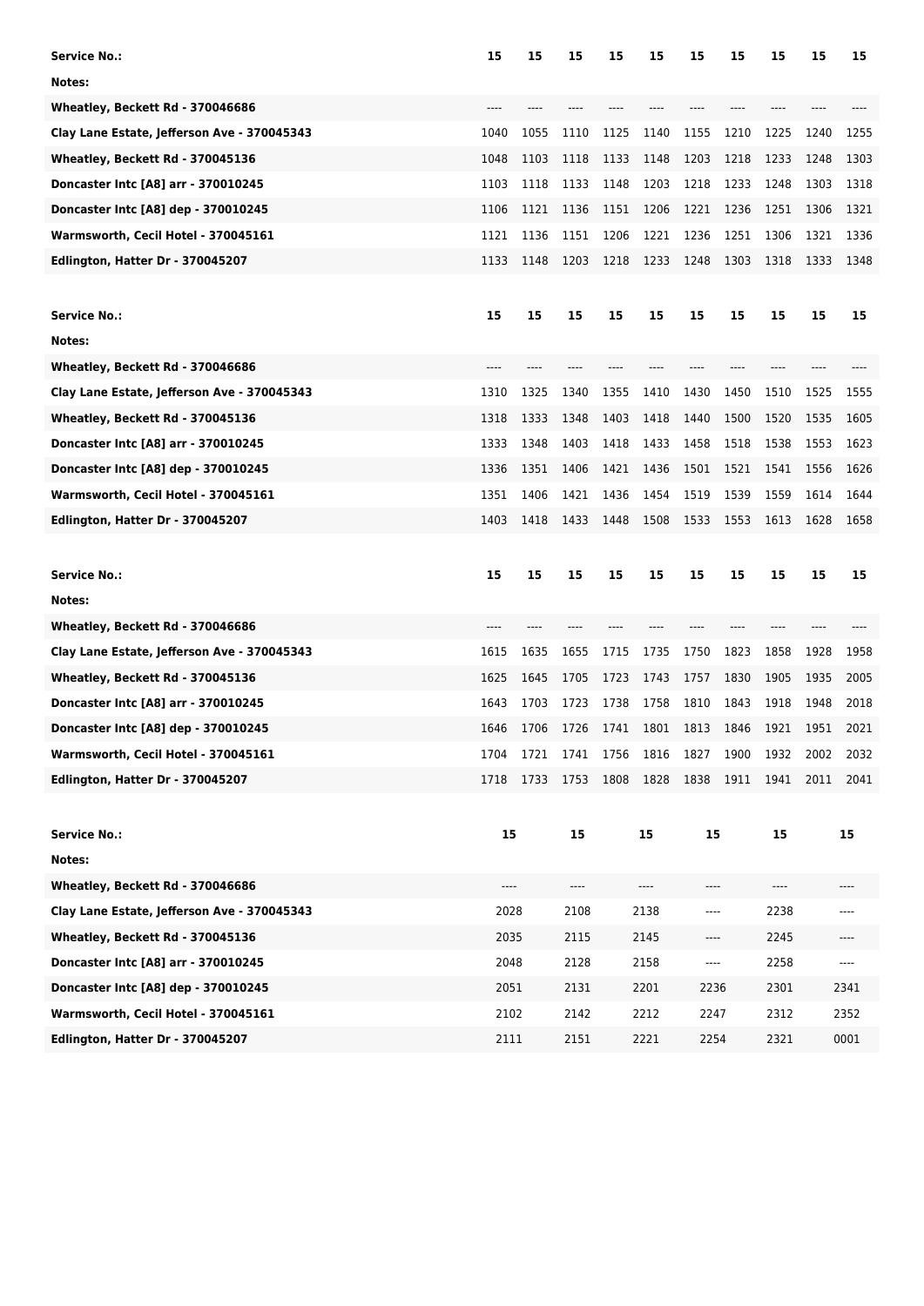| Service No.: | 15 | 15 | 15 | 15 | 15 | 15 | 15 | 15 | 15 | 15 |
|---|---|---|---|---|---|---|---|---|---|---|
| Notes: | | | | | | | | | | |
| Wheatley, Beckett Rd - 370046686 | ---- | ---- | ---- | ---- | ---- | ---- | ---- | ---- | ---- | ---- |
| Clay Lane Estate, Jefferson Ave - 370045343 | 1040 | 1055 | 1110 | 1125 | 1140 | 1155 | 1210 | 1225 | 1240 | 1255 |
| Wheatley, Beckett Rd - 370045136 | 1048 | 1103 | 1118 | 1133 | 1148 | 1203 | 1218 | 1233 | 1248 | 1303 |
| Doncaster Intc [A8] arr - 370010245 | 1103 | 1118 | 1133 | 1148 | 1203 | 1218 | 1233 | 1248 | 1303 | 1318 |
| Doncaster Intc [A8] dep - 370010245 | 1106 | 1121 | 1136 | 1151 | 1206 | 1221 | 1236 | 1251 | 1306 | 1321 |
| Warmsworth, Cecil Hotel - 370045161 | 1121 | 1136 | 1151 | 1206 | 1221 | 1236 | 1251 | 1306 | 1321 | 1336 |
| Edlington, Hatter Dr - 370045207 | 1133 | 1148 | 1203 | 1218 | 1233 | 1248 | 1303 | 1318 | 1333 | 1348 |

| Service No.: | 15 | 15 | 15 | 15 | 15 | 15 | 15 | 15 | 15 | 15 |
|---|---|---|---|---|---|---|---|---|---|---|
| Notes: | | | | | | | | | | |
| Wheatley, Beckett Rd - 370046686 | ---- | ---- | ---- | ---- | ---- | ---- | ---- | ---- | ---- | ---- |
| Clay Lane Estate, Jefferson Ave - 370045343 | 1310 | 1325 | 1340 | 1355 | 1410 | 1430 | 1450 | 1510 | 1525 | 1555 |
| Wheatley, Beckett Rd - 370045136 | 1318 | 1333 | 1348 | 1403 | 1418 | 1440 | 1500 | 1520 | 1535 | 1605 |
| Doncaster Intc [A8] arr - 370010245 | 1333 | 1348 | 1403 | 1418 | 1433 | 1458 | 1518 | 1538 | 1553 | 1623 |
| Doncaster Intc [A8] dep - 370010245 | 1336 | 1351 | 1406 | 1421 | 1436 | 1501 | 1521 | 1541 | 1556 | 1626 |
| Warmsworth, Cecil Hotel - 370045161 | 1351 | 1406 | 1421 | 1436 | 1454 | 1519 | 1539 | 1559 | 1614 | 1644 |
| Edlington, Hatter Dr - 370045207 | 1403 | 1418 | 1433 | 1448 | 1508 | 1533 | 1553 | 1613 | 1628 | 1658 |

| Service No.: | 15 | 15 | 15 | 15 | 15 | 15 | 15 | 15 | 15 | 15 |
|---|---|---|---|---|---|---|---|---|---|---|
| Notes: | | | | | | | | | | |
| Wheatley, Beckett Rd - 370046686 | ---- | ---- | ---- | ---- | ---- | ---- | ---- | ---- | ---- | ---- |
| Clay Lane Estate, Jefferson Ave - 370045343 | 1615 | 1635 | 1655 | 1715 | 1735 | 1750 | 1823 | 1858 | 1928 | 1958 |
| Wheatley, Beckett Rd - 370045136 | 1625 | 1645 | 1705 | 1723 | 1743 | 1757 | 1830 | 1905 | 1935 | 2005 |
| Doncaster Intc [A8] arr - 370010245 | 1643 | 1703 | 1723 | 1738 | 1758 | 1810 | 1843 | 1918 | 1948 | 2018 |
| Doncaster Intc [A8] dep - 370010245 | 1646 | 1706 | 1726 | 1741 | 1801 | 1813 | 1846 | 1921 | 1951 | 2021 |
| Warmsworth, Cecil Hotel - 370045161 | 1704 | 1721 | 1741 | 1756 | 1816 | 1827 | 1900 | 1932 | 2002 | 2032 |
| Edlington, Hatter Dr - 370045207 | 1718 | 1733 | 1753 | 1808 | 1828 | 1838 | 1911 | 1941 | 2011 | 2041 |

| Service No.: | 15 | 15 | 15 | 15 | 15 | 15 |
|---|---|---|---|---|---|---|
| Notes: | | | | | | |
| Wheatley, Beckett Rd - 370046686 | ---- | ---- | ---- | ---- | ---- | ---- |
| Clay Lane Estate, Jefferson Ave - 370045343 | 2028 | 2108 | 2138 | ---- | 2238 | ---- |
| Wheatley, Beckett Rd - 370045136 | 2035 | 2115 | 2145 | ---- | 2245 | ---- |
| Doncaster Intc [A8] arr - 370010245 | 2048 | 2128 | 2158 | ---- | 2258 | ---- |
| Doncaster Intc [A8] dep - 370010245 | 2051 | 2131 | 2201 | 2236 | 2301 | 2341 |
| Warmsworth, Cecil Hotel - 370045161 | 2102 | 2142 | 2212 | 2247 | 2312 | 2352 |
| Edlington, Hatter Dr - 370045207 | 2111 | 2151 | 2221 | 2254 | 2321 | 0001 |